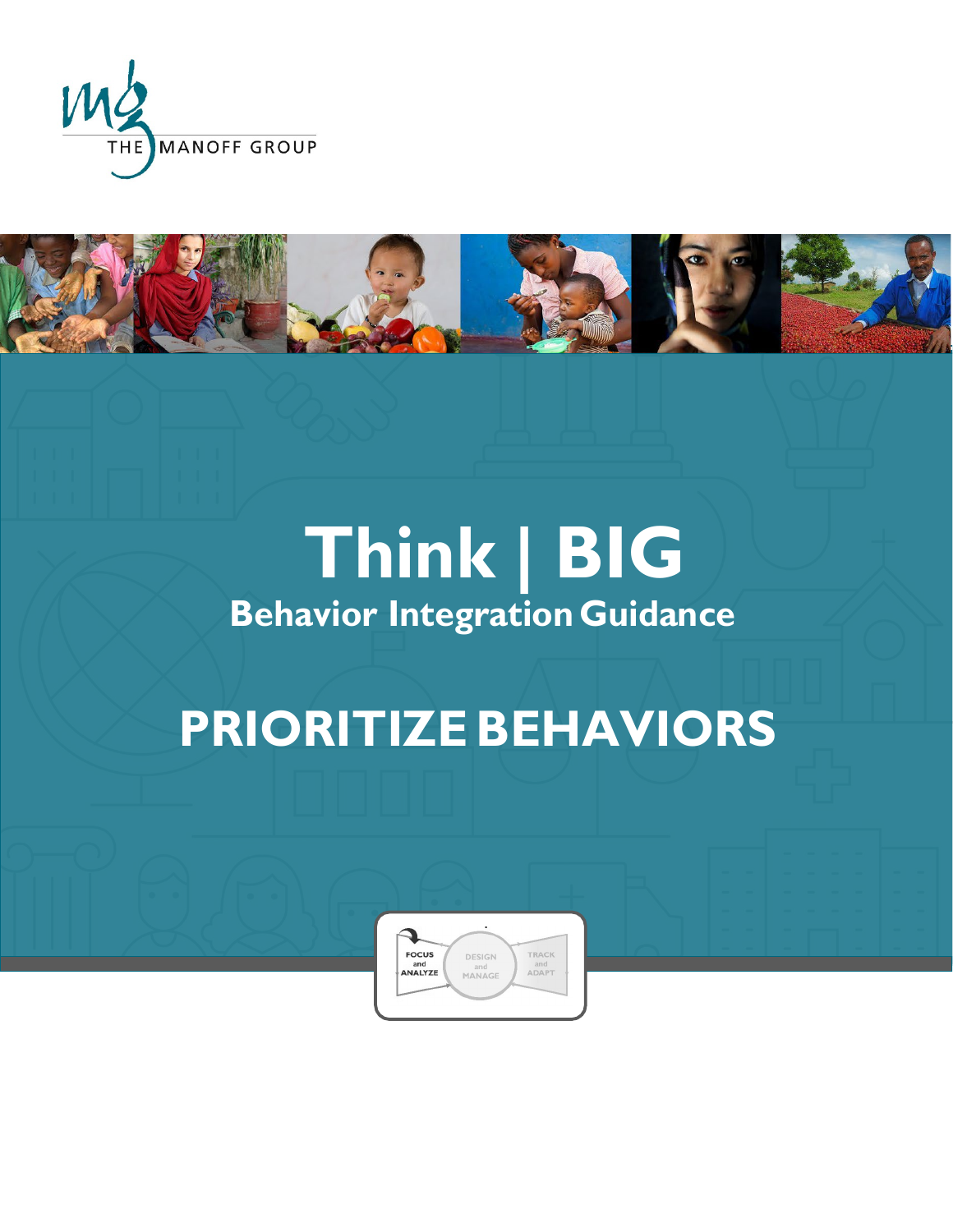THE MANOFF GROUP

# Think | BIG

## Behavior Integration Guidance

# PRIORITIZE BEHAVIORS

FOCUS and ANALYZE

DESIGN and MANAGE

TRACK and ADAPT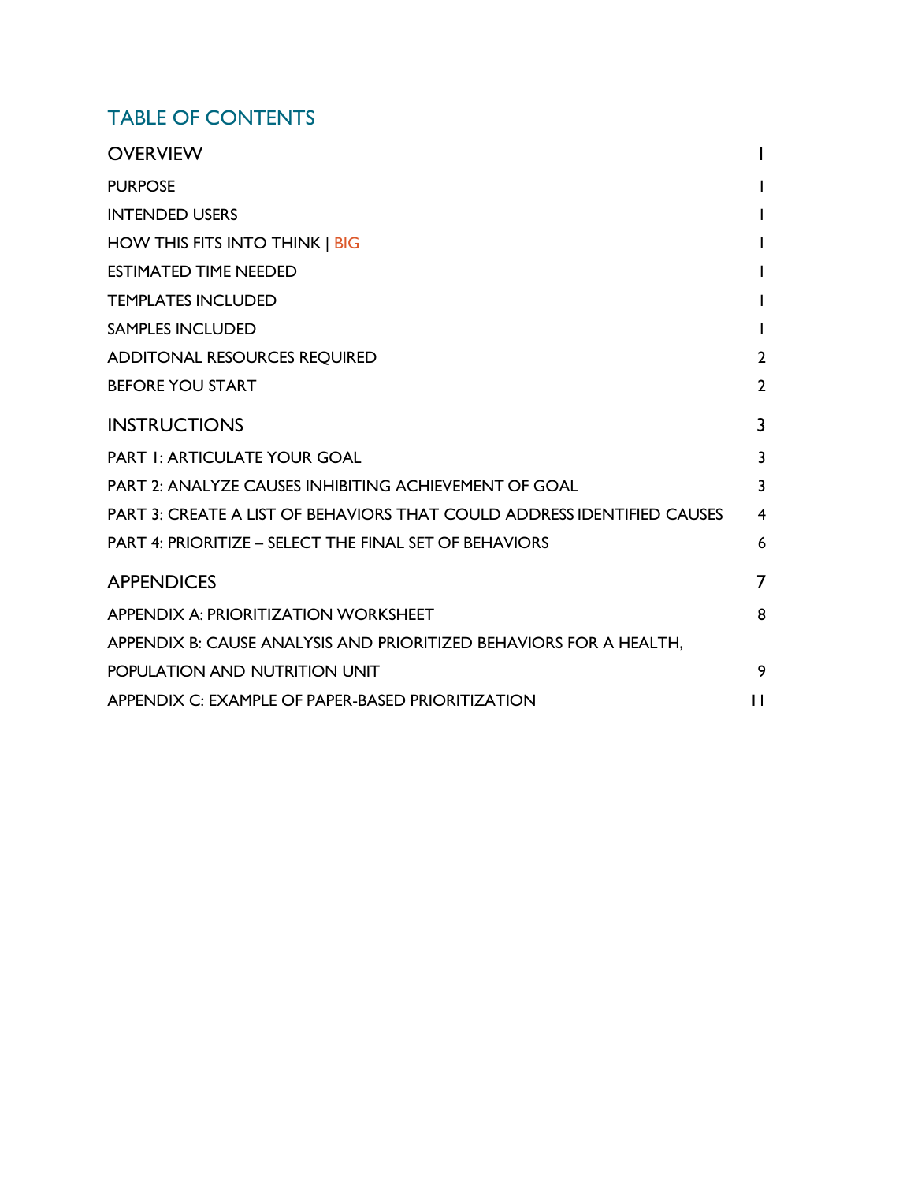## TABLE OF CONTENTS

| | |
|---|---|
| OVERVIEW | 1 |
| PURPOSE | 1 |
| INTENDED USERS | 1 |
| HOW THIS FITS INTO THINK \| BIG | 1 |
| ESTIMATED TIME NEEDED | 1 |
| TEMPLATES INCLUDED | 1 |
| SAMPLES INCLUDED | 1 |
| ADDITONAL RESOURCES REQUIRED | 2 |
| BEFORE YOU START | 2 |
| INSTRUCTIONS | 3 |
| PART 1: ARTICULATE YOUR GOAL | 3 |
| PART 2: ANALYZE CAUSES INHIBITING ACHIEVEMENT OF GOAL | 3 |
| PART 3: CREATE A LIST OF BEHAVIORS THAT COULD ADDRESS IDENTIFIED CAUSES | 4 |
| PART 4: PRIORITIZE – SELECT THE FINAL SET OF BEHAVIORS | 6 |
| APPENDICES | 7 |
| APPENDIX A: PRIORITIZATION WORKSHEET | 8 |
| APPENDIX B: CAUSE ANALYSIS AND PRIORITIZED BEHAVIORS FOR A HEALTH, POPULATION AND NUTRITION UNIT | 9 |
| APPENDIX C: EXAMPLE OF PAPER-BASED PRIORITIZATION | 11 |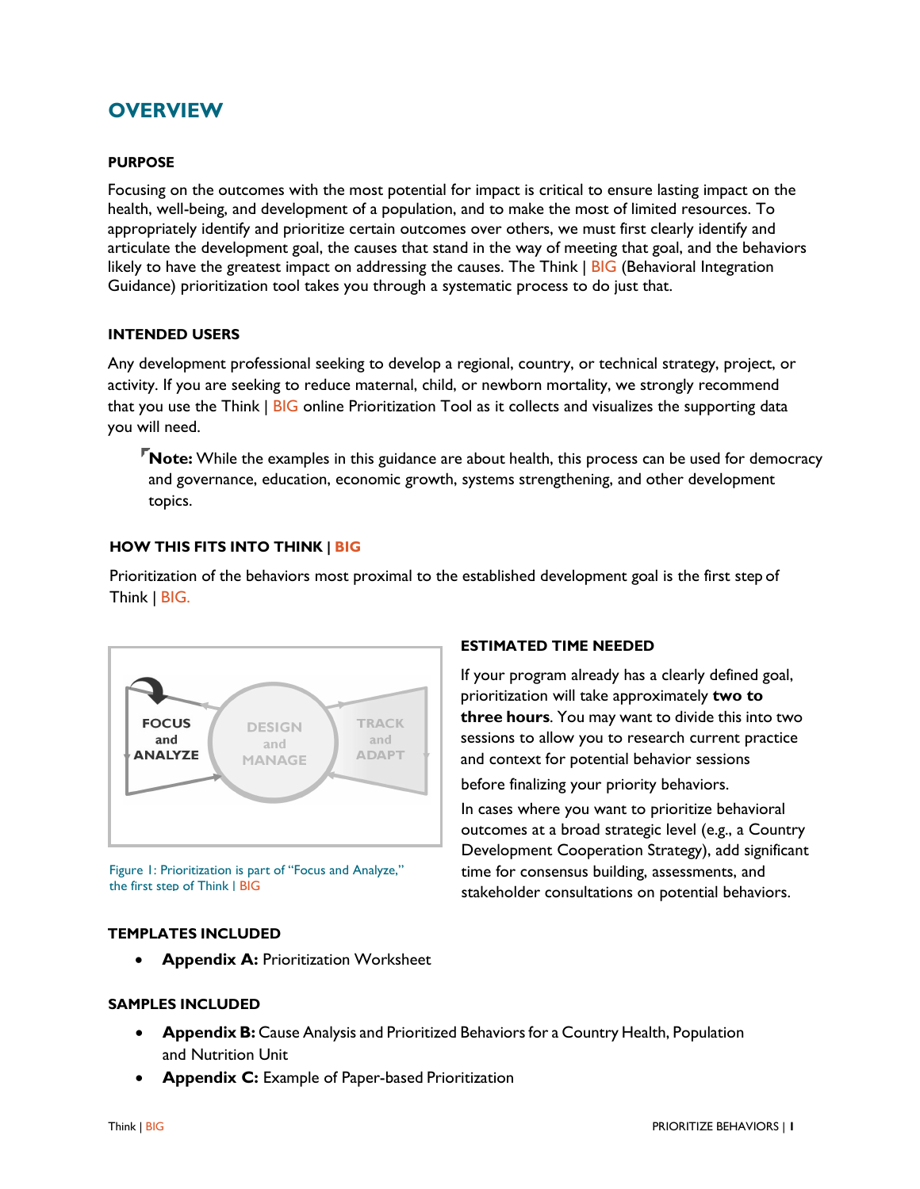# OVERVIEW

### PURPOSE

Focusing on the outcomes with the most potential for impact is critical to ensure lasting impact on the health, well-being, and development of a population, and to make the most of limited resources. To appropriately identify and prioritize certain outcomes over others, we must first clearly identify and articulate the development goal, the causes that stand in the way of meeting that goal, and the behaviors likely to have the greatest impact on addressing the causes. The Think | BIG (Behavioral Integration Guidance) prioritization tool takes you through a systematic process to do just that.

### INTENDED USERS

Any development professional seeking to develop a regional, country, or technical strategy, project, or activity. If you are seeking to reduce maternal, child, or newborn mortality, we strongly recommend that you use the Think | BIG online Prioritization Tool as it collects and visualizes the supporting data you will need.

> **Note:** While the examples in this guidance are about health, this process can be used for democracy and governance, education, economic growth, systems strengthening, and other development topics.

### HOW THIS FITS INTO THINK | BIG

Prioritization of the behaviors most proximal to the established development goal is the first step of Think | BIG.

FOCUS and ANALYZE

DESIGN and MANAGE

TRACK and ADAPT

Figure 1: Prioritization is part of "Focus and Analyze," the first step of Think | BIG

### ESTIMATED TIME NEEDED

If your program already has a clearly defined goal, prioritization will take approximately **two to three hours**. You may want to divide this into two sessions to allow you to research current practice and context for potential behavior sessions before finalizing your priority behaviors.

In cases where you want to prioritize behavioral outcomes at a broad strategic level (e.g., a Country Development Cooperation Strategy), add significant time for consensus building, assessments, and stakeholder consultations on potential behaviors.

### TEMPLATES INCLUDED

- **Appendix A:** Prioritization Worksheet

### SAMPLES INCLUDED

- **Appendix B:** Cause Analysis and Prioritized Behaviors for a Country Health, Population and Nutrition Unit
- **Appendix C:** Example of Paper-based Prioritization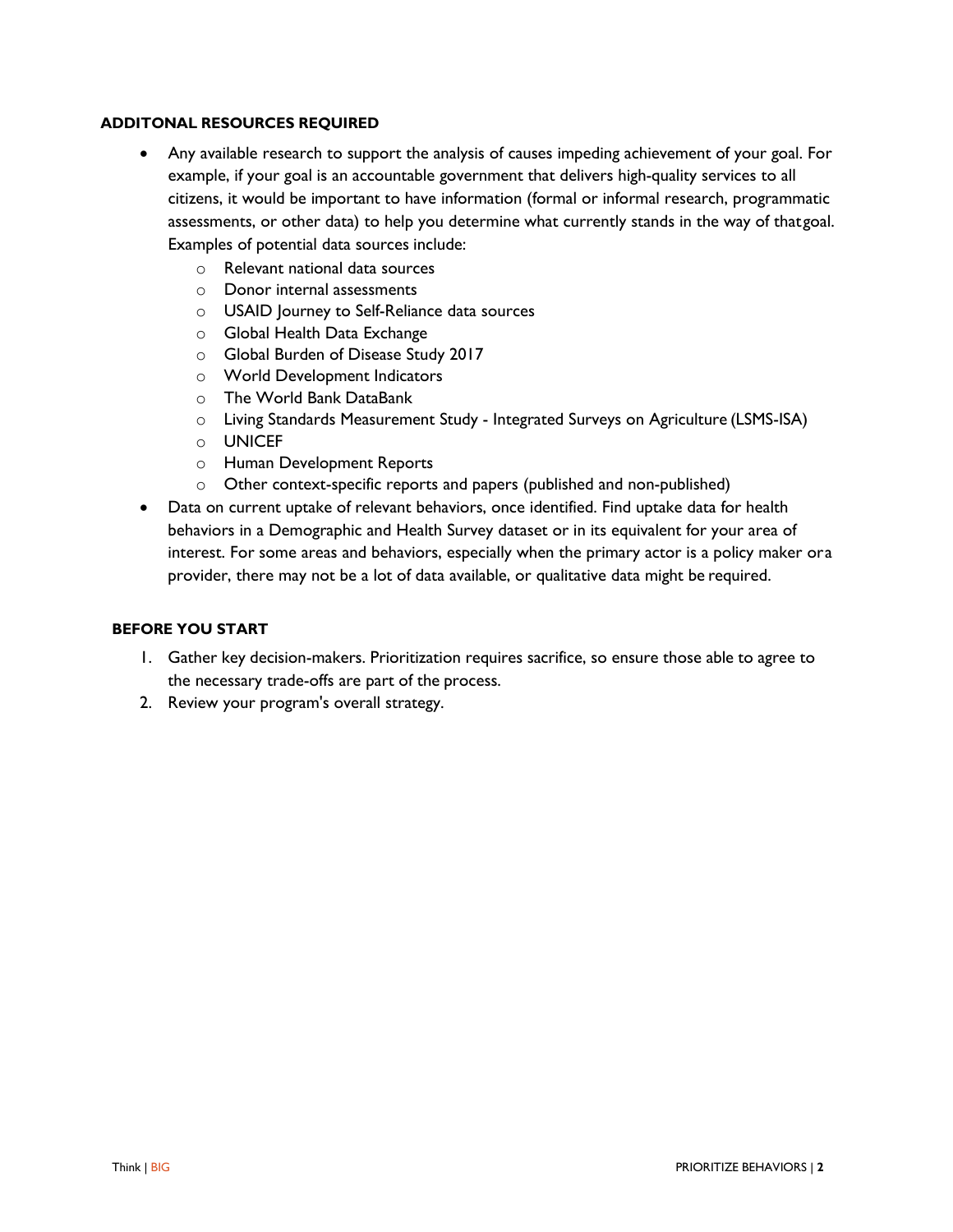## ADDITONAL RESOURCES REQUIRED

- Any available research to support the analysis of causes impeding achievement of your goal. For example, if your goal is an accountable government that delivers high-quality services to all citizens, it would be important to have information (formal or informal research, programmatic assessments, or other data) to help you determine what currently stands in the way of that goal. Examples of potential data sources include:
  - Relevant national data sources
  - Donor internal assessments
  - USAID Journey to Self-Reliance data sources
  - Global Health Data Exchange
  - Global Burden of Disease Study 2017
  - World Development Indicators
  - The World Bank DataBank
  - Living Standards Measurement Study - Integrated Surveys on Agriculture (LSMS-ISA)
  - UNICEF
  - Human Development Reports
  - Other context-specific reports and papers (published and non-published)
- Data on current uptake of relevant behaviors, once identified. Find uptake data for health behaviors in a Demographic and Health Survey dataset or in its equivalent for your area of interest. For some areas and behaviors, especially when the primary actor is a policy maker or a provider, there may not be a lot of data available, or qualitative data might be required.

## BEFORE YOU START

1. Gather key decision-makers. Prioritization requires sacrifice, so ensure those able to agree to the necessary trade-offs are part of the process.
2. Review your program's overall strategy.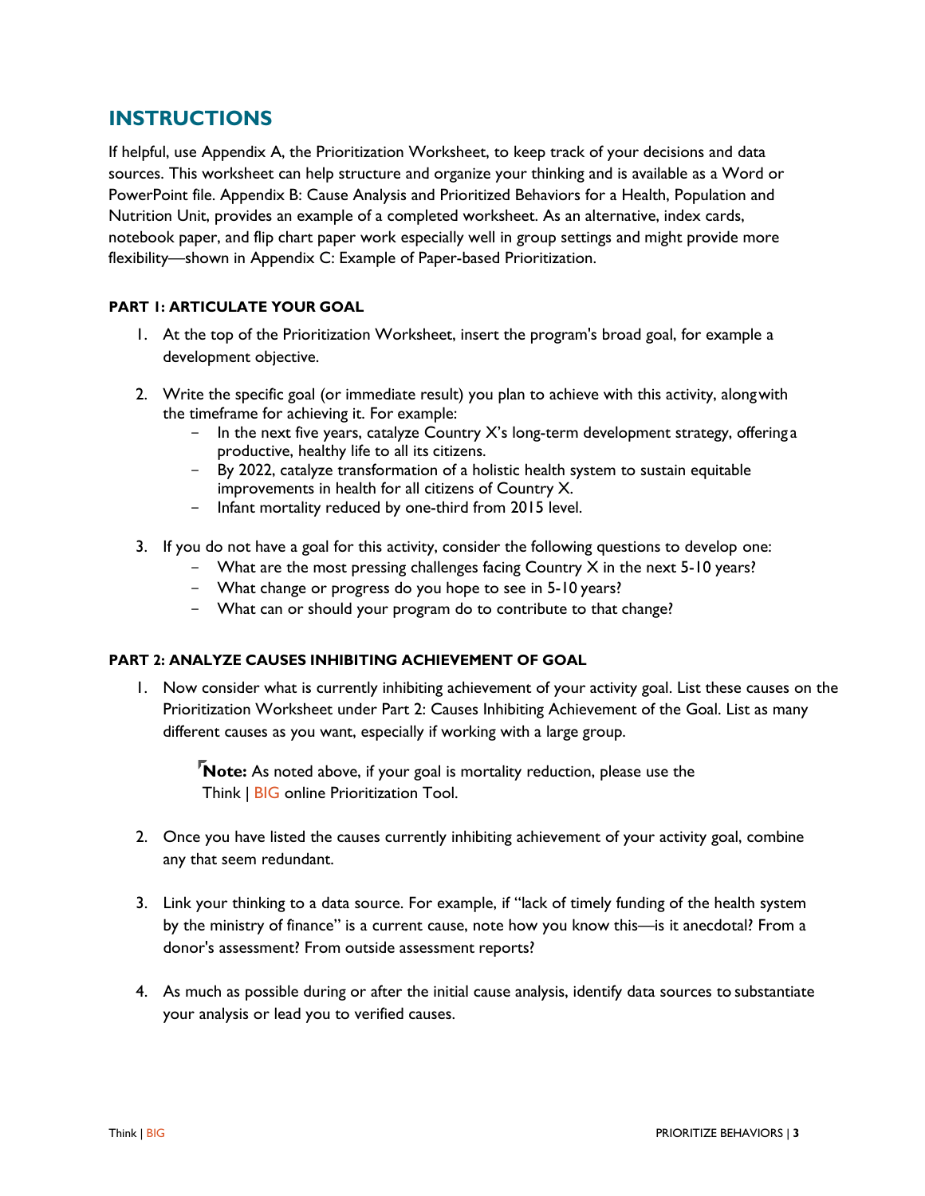## INSTRUCTIONS

If helpful, use Appendix A, the Prioritization Worksheet, to keep track of your decisions and data sources. This worksheet can help structure and organize your thinking and is available as a Word or PowerPoint file. Appendix B: Cause Analysis and Prioritized Behaviors for a Health, Population and Nutrition Unit, provides an example of a completed worksheet. As an alternative, index cards, notebook paper, and flip chart paper work especially well in group settings and might provide more flexibility—shown in Appendix C: Example of Paper-based Prioritization.

### PART 1: ARTICULATE YOUR GOAL

1. At the top of the Prioritization Worksheet, insert the program's broad goal, for example a development objective.

2. Write the specific goal (or immediate result) you plan to achieve with this activity, along with the timeframe for achieving it. For example:
   - In the next five years, catalyze Country X's long-term development strategy, offering a productive, healthy life to all its citizens.
   - By 2022, catalyze transformation of a holistic health system to sustain equitable improvements in health for all citizens of Country X.
   - Infant mortality reduced by one-third from 2015 level.

3. If you do not have a goal for this activity, consider the following questions to develop one:
   - What are the most pressing challenges facing Country X in the next 5-10 years?
   - What change or progress do you hope to see in 5-10 years?
   - What can or should your program do to contribute to that change?

### PART 2: ANALYZE CAUSES INHIBITING ACHIEVEMENT OF GOAL

1. Now consider what is currently inhibiting achievement of your activity goal. List these causes on the Prioritization Worksheet under Part 2: Causes Inhibiting Achievement of the Goal. List as many different causes as you want, especially if working with a large group.

   **Note:** As noted above, if your goal is mortality reduction, please use the Think | BIG online Prioritization Tool.

2. Once you have listed the causes currently inhibiting achievement of your activity goal, combine any that seem redundant.

3. Link your thinking to a data source. For example, if "lack of timely funding of the health system by the ministry of finance" is a current cause, note how you know this—is it anecdotal? From a donor's assessment? From outside assessment reports?

4. As much as possible during or after the initial cause analysis, identify data sources to substantiate your analysis or lead you to verified causes.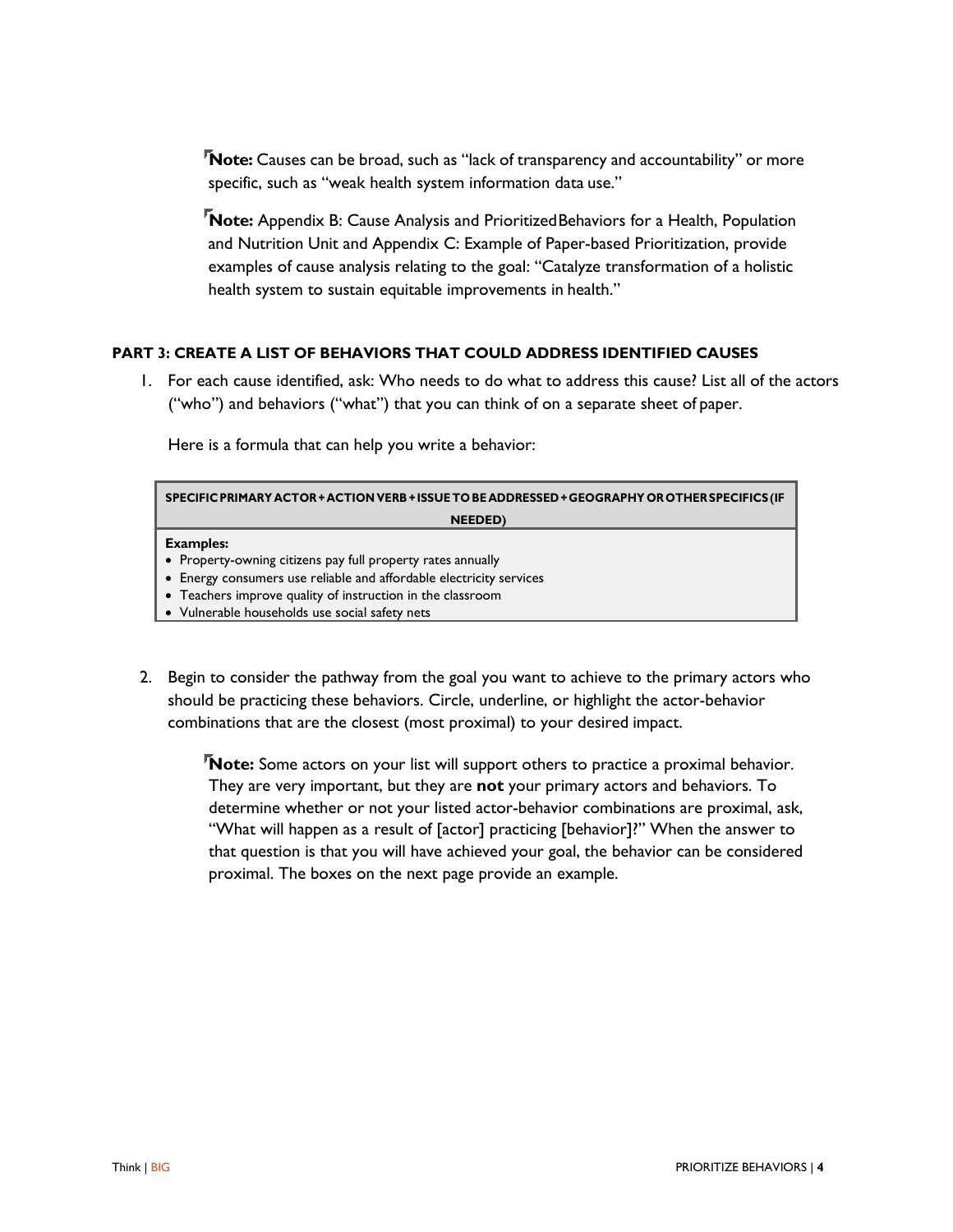**Note:** Causes can be broad, such as "lack of transparency and accountability" or more specific, such as "weak health system information data use."

**Note:** Appendix B: Cause Analysis and Prioritized Behaviors for a Health, Population and Nutrition Unit and Appendix C: Example of Paper-based Prioritization, provide examples of cause analysis relating to the goal: "Catalyze transformation of a holistic health system to sustain equitable improvements in health."

### PART 3: CREATE A LIST OF BEHAVIORS THAT COULD ADDRESS IDENTIFIED CAUSES

1. For each cause identified, ask: Who needs to do what to address this cause? List all of the actors ("who") and behaviors ("what") that you can think of on a separate sheet of paper.

   Here is a formula that can help you write a behavior:

| SPECIFIC PRIMARY ACTOR + ACTION VERB + ISSUE TO BE ADDRESSED + GEOGRAPHY OR OTHER SPECIFICS (IF NEEDED) |
| --- |
| **Examples:**<br>• Property-owning citizens pay full property rates annually<br>• Energy consumers use reliable and affordable electricity services<br>• Teachers improve quality of instruction in the classroom<br>• Vulnerable households use social safety nets |

2. Begin to consider the pathway from the goal you want to achieve to the primary actors who should be practicing these behaviors. Circle, underline, or highlight the actor-behavior combinations that are the closest (most proximal) to your desired impact.

   **Note:** Some actors on your list will support others to practice a proximal behavior. They are very important, but they are **not** your primary actors and behaviors. To determine whether or not your listed actor-behavior combinations are proximal, ask, "What will happen as a result of [actor] practicing [behavior]?" When the answer to that question is that you will have achieved your goal, the behavior can be considered proximal. The boxes on the next page provide an example.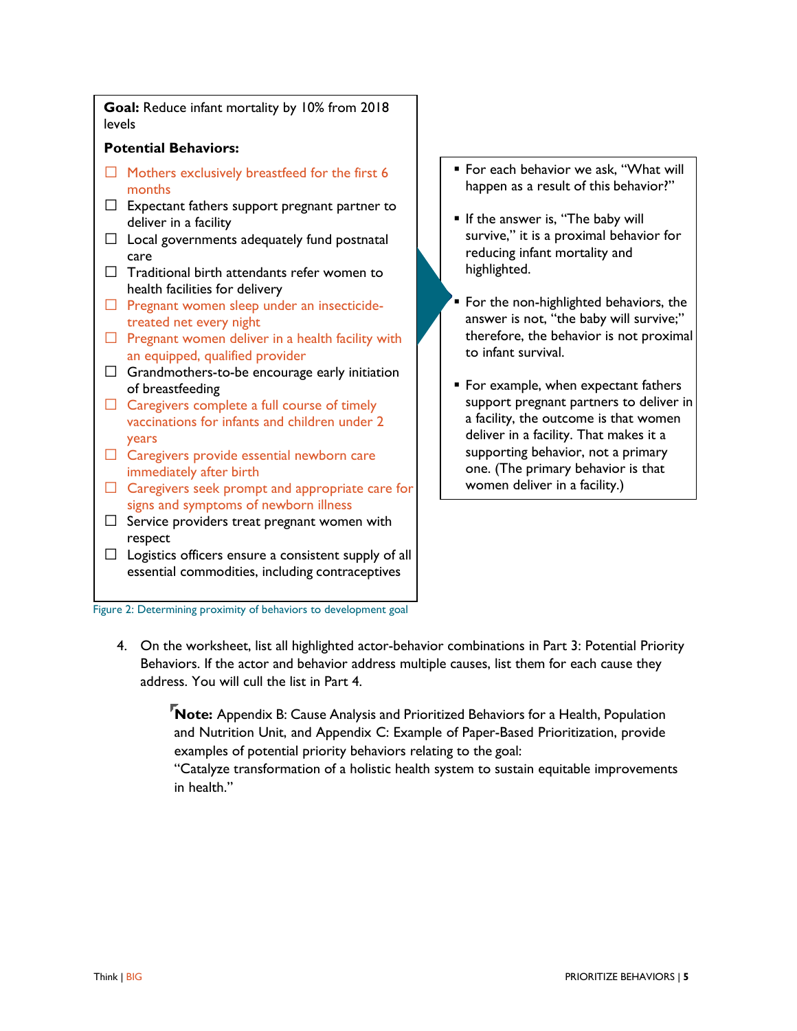**Goal:** Reduce infant mortality by 10% from 2018 levels

**Potential Behaviors:**

- ☐ Mothers exclusively breastfeed for the first 6 months
- ☐ Expectant fathers support pregnant partner to deliver in a facility
- ☐ Local governments adequately fund postnatal care
- ☐ Traditional birth attendants refer women to health facilities for delivery
- ☐ Pregnant women sleep under an insecticide-treated net every night
- ☐ Pregnant women deliver in a health facility with an equipped, qualified provider
- ☐ Grandmothers-to-be encourage early initiation of breastfeeding
- ☐ Caregivers complete a full course of timely vaccinations for infants and children under 2 years
- ☐ Caregivers provide essential newborn care immediately after birth
- ☐ Caregivers seek prompt and appropriate care for signs and symptoms of newborn illness
- ☐ Service providers treat pregnant women with respect
- ☐ Logistics officers ensure a consistent supply of all essential commodities, including contraceptives

- For each behavior we ask, "What will happen as a result of this behavior?"
- If the answer is, "The baby will survive," it is a proximal behavior for reducing infant mortality and highlighted.
- For the non-highlighted behaviors, the answer is not, "the baby will survive;" therefore, the behavior is not proximal to infant survival.
- For example, when expectant fathers support pregnant partners to deliver in a facility, the outcome is that women deliver in a facility. That makes it a supporting behavior, not a primary one. (The primary behavior is that women deliver in a facility.)

Figure 2: Determining proximity of behaviors to development goal

4. On the worksheet, list all highlighted actor-behavior combinations in Part 3: Potential Priority Behaviors. If the actor and behavior address multiple causes, list them for each cause they address. You will cull the list in Part 4.

> **Note:** Appendix B: Cause Analysis and Prioritized Behaviors for a Health, Population and Nutrition Unit, and Appendix C: Example of Paper-Based Prioritization, provide examples of potential priority behaviors relating to the goal:
> "Catalyze transformation of a holistic health system to sustain equitable improvements in health."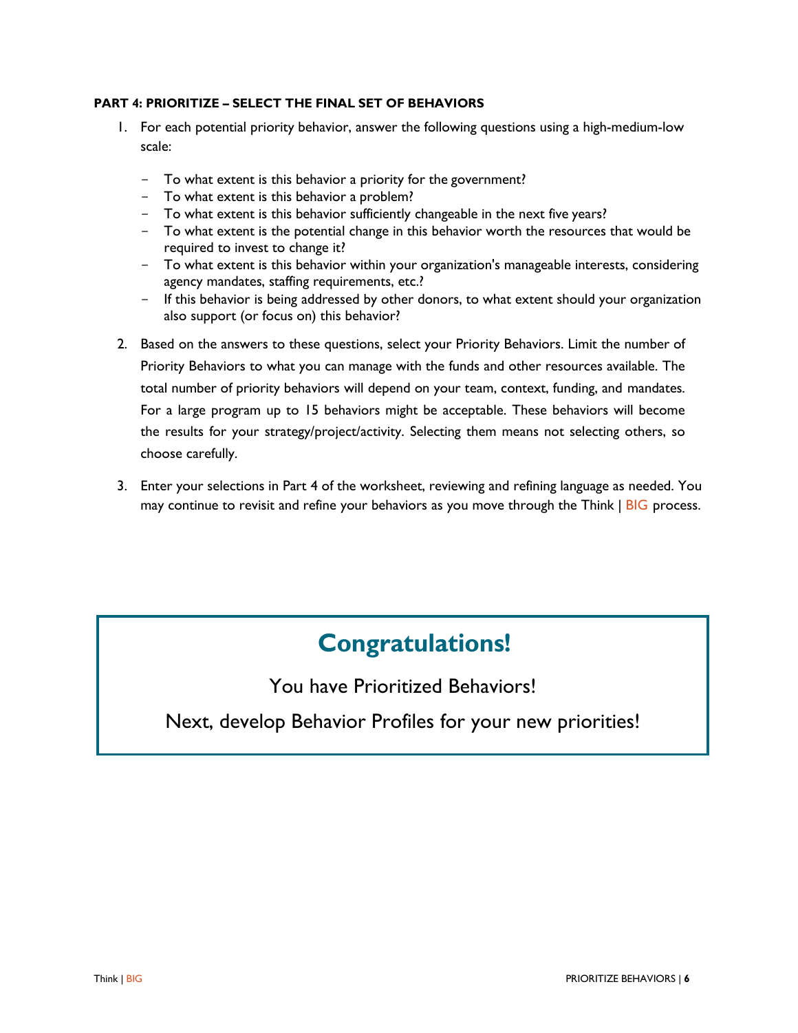**PART 4: PRIORITIZE – SELECT THE FINAL SET OF BEHAVIORS**

1. For each potential priority behavior, answer the following questions using a high-medium-low scale:

   - To what extent is this behavior a priority for the government?
   - To what extent is this behavior a problem?
   - To what extent is this behavior sufficiently changeable in the next five years?
   - To what extent is the potential change in this behavior worth the resources that would be required to invest to change it?
   - To what extent is this behavior within your organization's manageable interests, considering agency mandates, staffing requirements, etc.?
   - If this behavior is being addressed by other donors, to what extent should your organization also support (or focus on) this behavior?

2. Based on the answers to these questions, select your Priority Behaviors. Limit the number of Priority Behaviors to what you can manage with the funds and other resources available. The total number of priority behaviors will depend on your team, context, funding, and mandates. For a large program up to 15 behaviors might be acceptable. These behaviors will become the results for your strategy/project/activity. Selecting them means not selecting others, so choose carefully.

3. Enter your selections in Part 4 of the worksheet, reviewing and refining language as needed. You may continue to revisit and refine your behaviors as you move through the Think | BIG process.

## Congratulations!

You have Prioritized Behaviors!

Next, develop Behavior Profiles for your new priorities!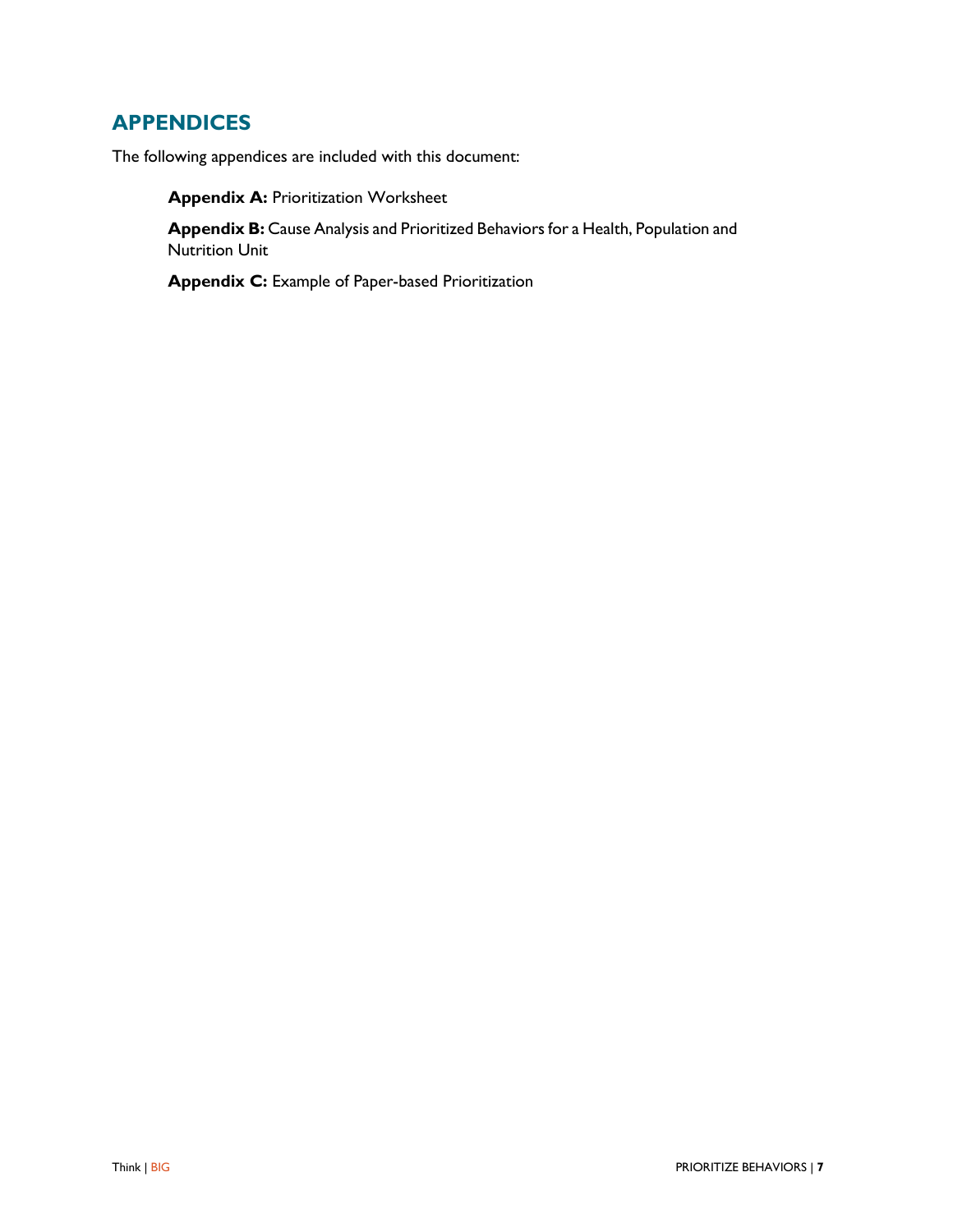## APPENDICES

The following appendices are included with this document:

**Appendix A:** Prioritization Worksheet

**Appendix B:** Cause Analysis and Prioritized Behaviors for a Health, Population and Nutrition Unit

**Appendix C:** Example of Paper-based Prioritization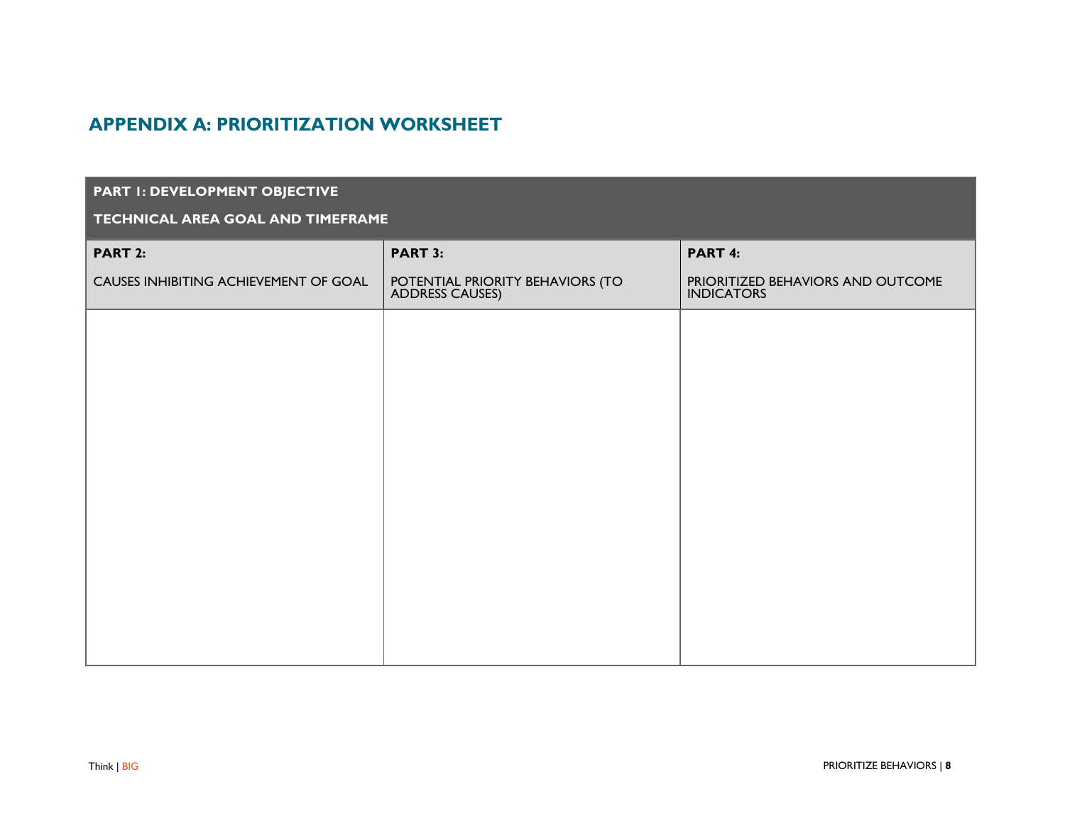## APPENDIX A: PRIORITIZATION WORKSHEET

| PART 1: DEVELOPMENT OBJECTIVE<br><br>TECHNICAL AREA GOAL AND TIMEFRAME | | |
|---|---|---|
| **PART 2:**<br><br>CAUSES INHIBITING ACHIEVEMENT OF GOAL | **PART 3:**<br><br>POTENTIAL PRIORITY BEHAVIORS (TO ADDRESS CAUSES) | **PART 4:**<br><br>PRIORITIZED BEHAVIORS AND OUTCOME INDICATORS |
| | | |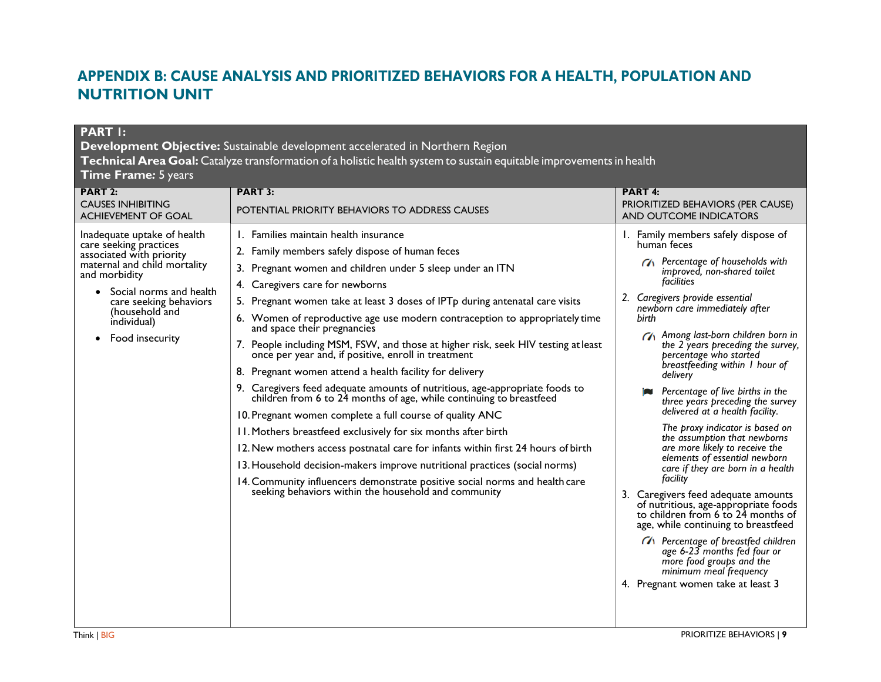## APPENDIX B: CAUSE ANALYSIS AND PRIORITIZED BEHAVIORS FOR A HEALTH, POPULATION AND NUTRITION UNIT

**PART 1:**
**Development Objective:** Sustainable development accelerated in Northern Region
**Technical Area Goal:** Catalyze transformation of a holistic health system to sustain equitable improvements in health
**Time Frame:** 5 years

| **PART 2:** CAUSES INHIBITING ACHIEVEMENT OF GOAL | **PART 3:** POTENTIAL PRIORITY BEHAVIORS TO ADDRESS CAUSES | **PART 4:** PRIORITIZED BEHAVIORS (PER CAUSE) AND OUTCOME INDICATORS |
|---|---|---|
| Inadequate uptake of health care seeking practices associated with priority maternal and child mortality and morbidity<br>• Social norms and health care seeking behaviors (household and individual)<br>• Food insecurity | 1. Families maintain health insurance<br>2. Family members safely dispose of human feces<br>3. Pregnant women and children under 5 sleep under an ITN<br>4. Caregivers care for newborns<br>5. Pregnant women take at least 3 doses of IPTp during antenatal care visits<br>6. Women of reproductive age use modern contraception to appropriately time and space their pregnancies<br>7. People including MSM, FSW, and those at higher risk, seek HIV testing at least once per year and, if positive, enroll in treatment<br>8. Pregnant women attend a health facility for delivery<br>9. Caregivers feed adequate amounts of nutritious, age-appropriate foods to children from 6 to 24 months of age, while continuing to breastfeed<br>10. Pregnant women complete a full course of quality ANC<br>11. Mothers breastfeed exclusively for six months after birth<br>12. New mothers access postnatal care for infants within first 24 hours of birth<br>13. Household decision-makers improve nutritional practices (social norms)<br>14. Community influencers demonstrate positive social norms and health care seeking behaviors within the household and community | 1. Family members safely dispose of human feces<br>*Percentage of households with improved, non-shared toilet facilities*<br>2. *Caregivers provide essential newborn care immediately after birth*<br>*Among last-born children born in the 2 years preceding the survey, percentage who started breastfeeding within 1 hour of delivery*<br>*Percentage of live births in the three years preceding the survey delivered at a health facility.*<br>*The proxy indicator is based on the assumption that newborns are more likely to receive the elements of essential newborn care if they are born in a health facility*<br>3. Caregivers feed adequate amounts of nutritious, age-appropriate foods to children from 6 to 24 months of age, while continuing to breastfeed<br>*Percentage of breastfed children age 6-23 months fed four or more food groups and the minimum meal frequency*<br>4. Pregnant women take at least 3 |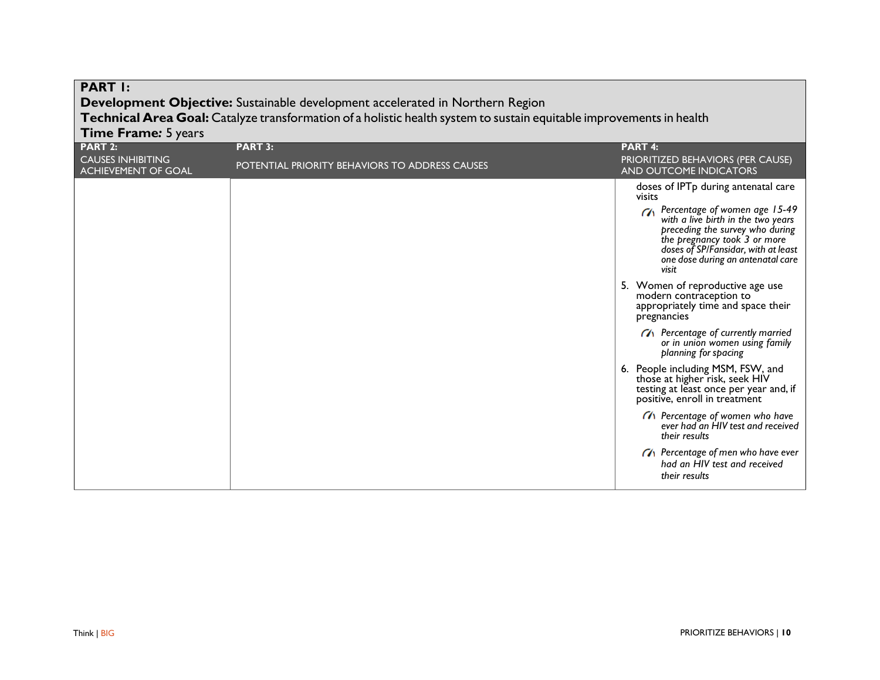**PART 1:**
**Development Objective:** Sustainable development accelerated in Northern Region
**Technical Area Goal:** Catalyze transformation of a holistic health system to sustain equitable improvements in health
**Time Frame:** 5 years

| PART 2: CAUSES INHIBITING ACHIEVEMENT OF GOAL | PART 3: POTENTIAL PRIORITY BEHAVIORS TO ADDRESS CAUSES | PART 4: PRIORITIZED BEHAVIORS (PER CAUSE) AND OUTCOME INDICATORS |
|---|---|---|
| | | doses of IPTp during antenatal care visits<br>*Percentage of women age 15-49 with a live birth in the two years preceding the survey who during the pregnancy took 3 or more doses of SP/Fansidar, with at least one dose during an antenatal care visit*<br>5. Women of reproductive age use modern contraception to appropriately time and space their pregnancies<br>*Percentage of currently married or in union women using family planning for spacing*<br>6. People including MSM, FSW, and those at higher risk, seek HIV testing at least once per year and, if positive, enroll in treatment<br>*Percentage of women who have ever had an HIV test and received their results*<br>*Percentage of men who have ever had an HIV test and received their results* |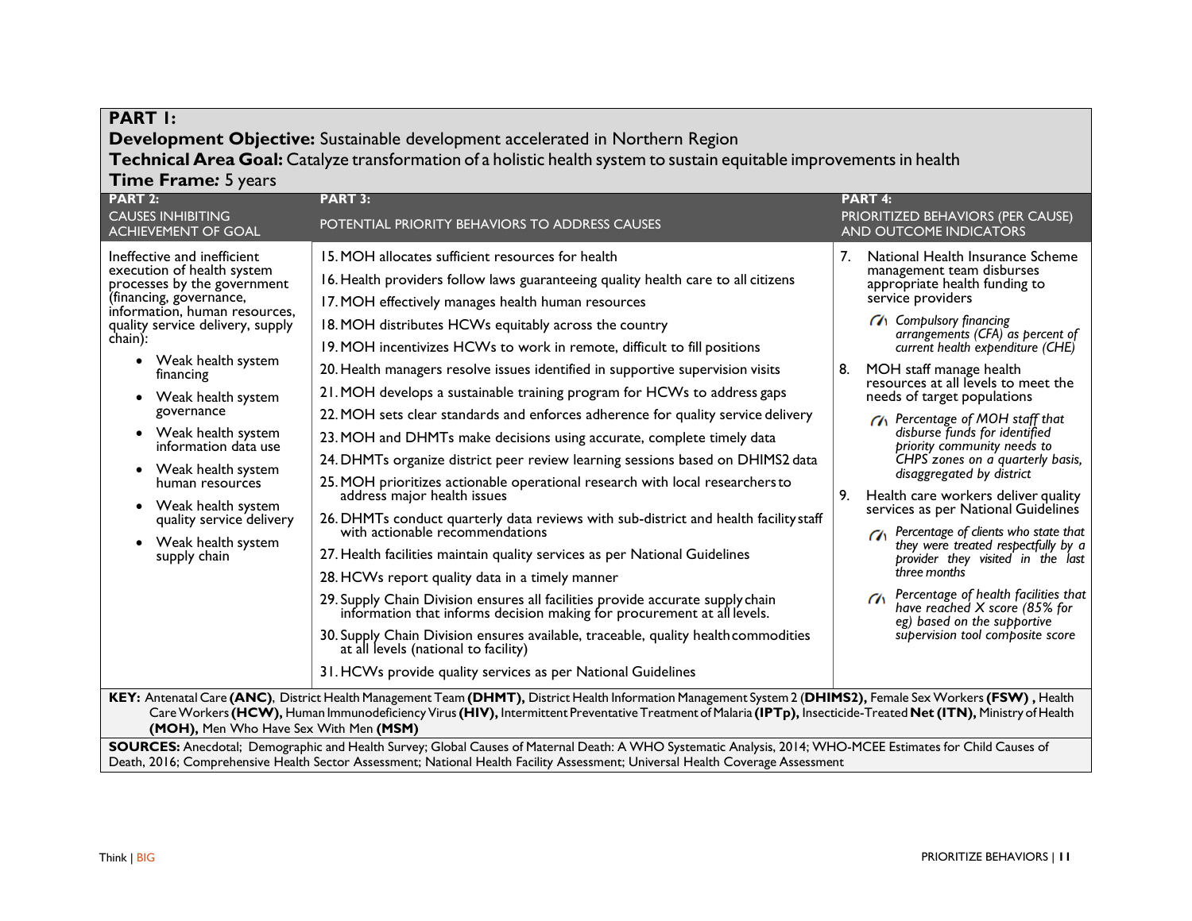**PART 1:**

**Development Objective:** Sustainable development accelerated in Northern Region

**Technical Area Goal:** Catalyze transformation of a holistic health system to sustain equitable improvements in health

**Time Frame:** 5 years

| PART 2: CAUSES INHIBITING ACHIEVEMENT OF GOAL | PART 3: POTENTIAL PRIORITY BEHAVIORS TO ADDRESS CAUSES | PART 4: PRIORITIZED BEHAVIORS (PER CAUSE) AND OUTCOME INDICATORS |
|---|---|---|
| Ineffective and inefficient execution of health system processes by the government (financing, governance, information, human resources, quality service delivery, supply chain):<br>• Weak health system financing<br>• Weak health system governance<br>• Weak health system information data use<br>• Weak health system human resources<br>• Weak health system quality service delivery<br>• Weak health system supply chain | 15. MOH allocates sufficient resources for health<br>16. Health providers follow laws guaranteeing quality health care to all citizens<br>17. MOH effectively manages health human resources<br>18. MOH distributes HCWs equitably across the country<br>19. MOH incentivizes HCWs to work in remote, difficult to fill positions<br>20. Health managers resolve issues identified in supportive supervision visits<br>21. MOH develops a sustainable training program for HCWs to address gaps<br>22. MOH sets clear standards and enforces adherence for quality service delivery<br>23. MOH and DHMTs make decisions using accurate, complete timely data<br>24. DHMTs organize district peer review learning sessions based on DHIMS2 data<br>25. MOH prioritizes actionable operational research with local researchers to address major health issues<br>26. DHMTs conduct quarterly data reviews with sub-district and health facility staff with actionable recommendations<br>27. Health facilities maintain quality services as per National Guidelines<br>28. HCWs report quality data in a timely manner<br>29. Supply Chain Division ensures all facilities provide accurate supply chain information that informs decision making for procurement at all levels.<br>30. Supply Chain Division ensures available, traceable, quality health commodities at all levels (national to facility)<br>31. HCWs provide quality services as per National Guidelines | 7. National Health Insurance Scheme management team disburses appropriate health funding to service providers<br>*Compulsory financing arrangements (CFA) as percent of current health expenditure (CHE)*<br>8. MOH staff manage health resources at all levels to meet the needs of target populations<br>*Percentage of MOH staff that disburse funds for identified priority community needs to CHPS zones on a quarterly basis, disaggregated by district*<br>9. Health care workers deliver quality services as per National Guidelines<br>*Percentage of clients who state that they were treated respectfully by a provider they visited in the last three months*<br>*Percentage of health facilities that have reached X score (85% for eg) based on the supportive supervision tool composite score* |

**KEY:** Antenatal Care **(ANC)**, District Health Management Team **(DHMT),** District Health Information Management System 2 (**DHIMS2),** Female Sex Workers **(FSW) ,** Health Care Workers **(HCW),** Human Immunodeficiency Virus **(HIV),** Intermittent Preventative Treatment of Malaria **(IPTp),** Insecticide-Treated **Net (ITN),** Ministry of Health **(MOH),** Men Who Have Sex With Men **(MSM)**

**SOURCES:** Anecdotal; Demographic and Health Survey; Global Causes of Maternal Death: A WHO Systematic Analysis, 2014; WHO-MCEE Estimates for Child Causes of Death, 2016; Comprehensive Health Sector Assessment; National Health Facility Assessment; Universal Health Coverage Assessment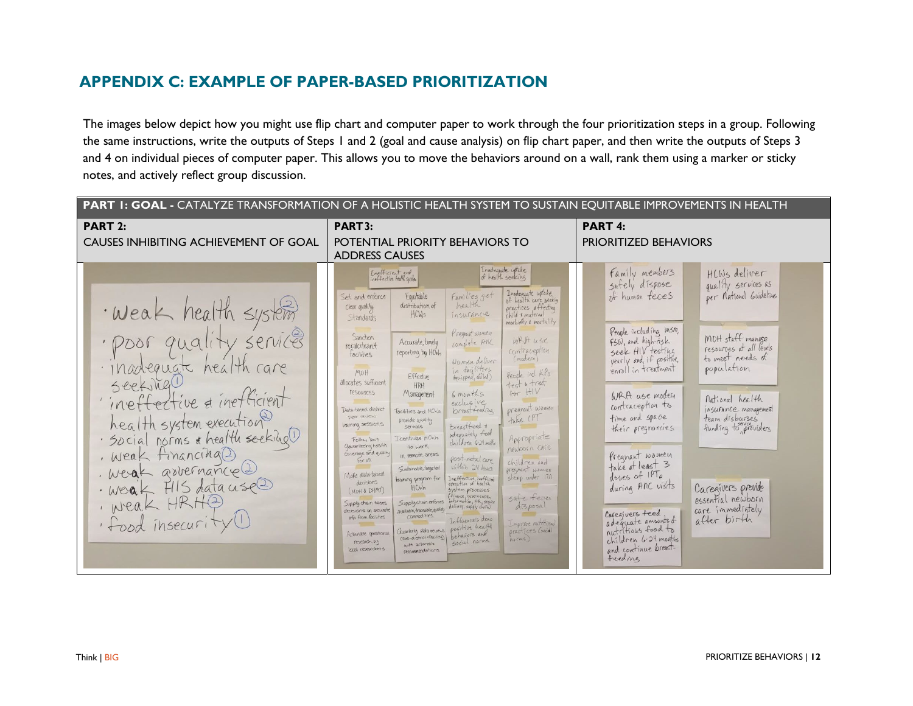## APPENDIX C: EXAMPLE OF PAPER-BASED PRIORITIZATION

The images below depict how you might use flip chart and computer paper to work through the four prioritization steps in a group. Following the same instructions, write the outputs of Steps 1 and 2 (goal and cause analysis) on flip chart paper, and then write the outputs of Steps 3 and 4 on individual pieces of computer paper. This allows you to move the behaviors around on a wall, rank them using a marker or sticky notes, and actively reflect group discussion.

| **PART 1: GOAL -** CATALYZE TRANSFORMATION OF A HOLISTIC HEALTH SYSTEM TO SUSTAIN EQUITABLE IMPROVEMENTS IN HEALTH | | |
|---|---|---|
| **PART 2:** CAUSES INHIBITING ACHIEVEMENT OF GOAL | **PART 3:** POTENTIAL PRIORITY BEHAVIORS TO ADDRESS CAUSES | **PART 4:** PRIORITIZED BEHAVIORS |
| · Weak health system ② · Poor quality services ② · Inadequate health care seeking ① · Ineffective & inefficient health system execution ② · Social norms & health seeking ① · Weak financing ② · Weak governance ② · Weak HIS data use ② · Weak HRH ② · Food insecurity ① | Inefficient and ineffective health system; Inadequate uptake of health seeking; Set and enforce clear quality standards; Equitable distribution of HCWs; Families get health insurance; Inadequate uptake of health care seeking practices affecting child & maternal morbidity & mortality; Sanction recalcitrant facilities; Accurate, timely reporting by HCWs; Pregnant women complete ANC; WRA use contraception (modern); Women deliver in facilities (equipped, skilled); MOH allocates sufficient resources; Effective HRH Management; People incl. KPs test & treat for HIV; 6 months exclusive breastfeeding; Data-based district peer reviews learning sessions; Facilities and HCWs provide quality services; Pregnant women take IPT; Breastfeed & adequately feed children 6-24 months; Follow laws guaranteeing health coverage and quality for all; Incentivize HCWs to work in remote areas; Appropriate newborn care; Post-natal care within 24 hours; Make data-based decisions (MOH & DHMT); Sustainable, targeted training program for HCWs; Children and pregnant women sleep under ITN; Ineffective, inefficient execution of health system processes (finance, governance, information, HR, service delivery, supply chain); Safe feces disposal; Supply chain bases decisions on accurate info from facilities; Supply chain ensures available, traceable, quality commodities; Influencers demo positive health behaviors and social norms; Improve nutrition practices (social norms); Actionable operational research by local researchers; Quarterly data reviews (sub-district + facility) with actionable recommendations | Family members safely dispose of human feces; HCWs deliver quality services as per National Guidelines; People including MSM, FSW, and high-risk seek HIV testing yearly and, if positive, enroll in treatment; MOH staff manage resources at all levels to meet needs of population; WRA use modern contraception to time and space their pregnancies; National health insurance management team disburses service funding to providers; Pregnant women take at least 3 doses of IPTp during ANC visits; Caregivers provide essential newborn care immediately after birth; Caregivers feed adequate amounts of nutritious food to children 6-24 months and continue breast-feeding |